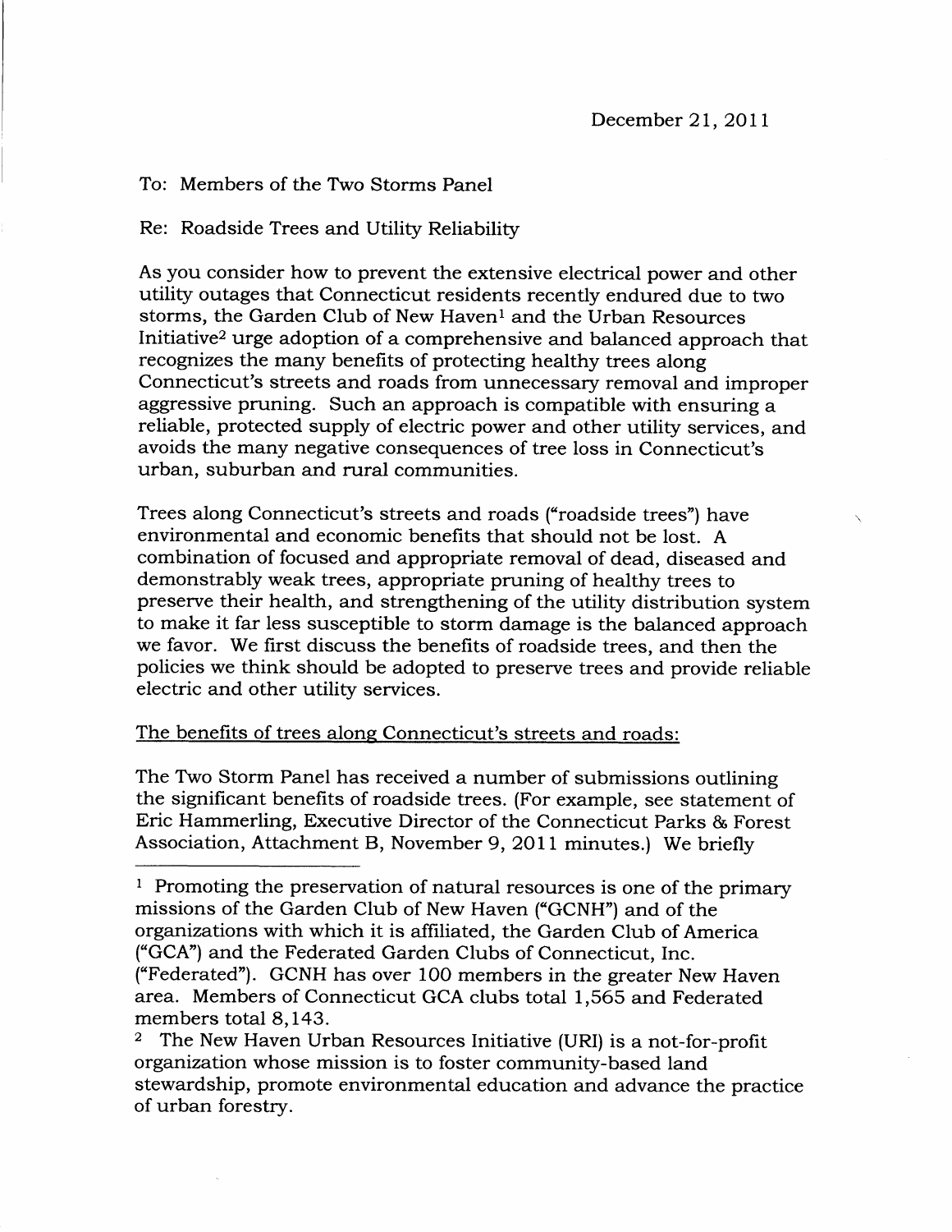December 21, 2011

To: Members of the Two Storms Panel

Re: Roadside Trees and Utility Reliability

As you consider how to prevent the extensive electrical power and other utility outages that Connecticut residents recently endured due to two storms, the Garden Club of New Haven[1] and the Urban Resources Initiative[2] urge adoption of a comprehensive and balanced approach that recognizes the many benefits of protecting healthy trees along Connecticut's streets and roads from unnecessary removal and improper aggressive pruning. Such an approach is compatible with ensuring a reliable, protected supply of electric power and other utility services, and avoids the many negative consequences of tree loss in Connecticut's urban, suburban and rural communities.

Trees along Connecticut's streets and roads ("roadside trees") have environmental and economic benefits that should not be lost. A combination of focused and appropriate removal of dead, diseased and demonstrably weak trees, appropriate pruning of healthy trees to preserve their health, and strengthening of the utility distribution system to make it far less susceptible to storm damage is the balanced approach we favor. We first discuss the benefits of roadside trees, and then the policies we think should be adopted to preserve trees and provide reliable electric and other utility services.

<u>The benefits of trees along Connecticut's streets and roads:</u>

The Two Storm Panel has received a number of submissions outlining the significant benefits of roadside trees. (For example, see statement of Eric Hammerling, Executive Director of the Connecticut Parks & Forest Association, Attachment B, November 9, 2011 minutes.) We briefly

---

[1] Promoting the preservation of natural resources is one of the primary missions of the Garden Club of New Haven ("GCNH") and of the organizations with which it is affiliated, the Garden Club of America ("GCA") and the Federated Garden Clubs of Connecticut, Inc. ("Federated"). GCNH has over 100 members in the greater New Haven area. Members of Connecticut GCA clubs total 1,565 and Federated members total 8,143.

[2] The New Haven Urban Resources Initiative (URI) is a not-for-profit organization whose mission is to foster community-based land stewardship, promote environmental education and advance the practice of urban forestry.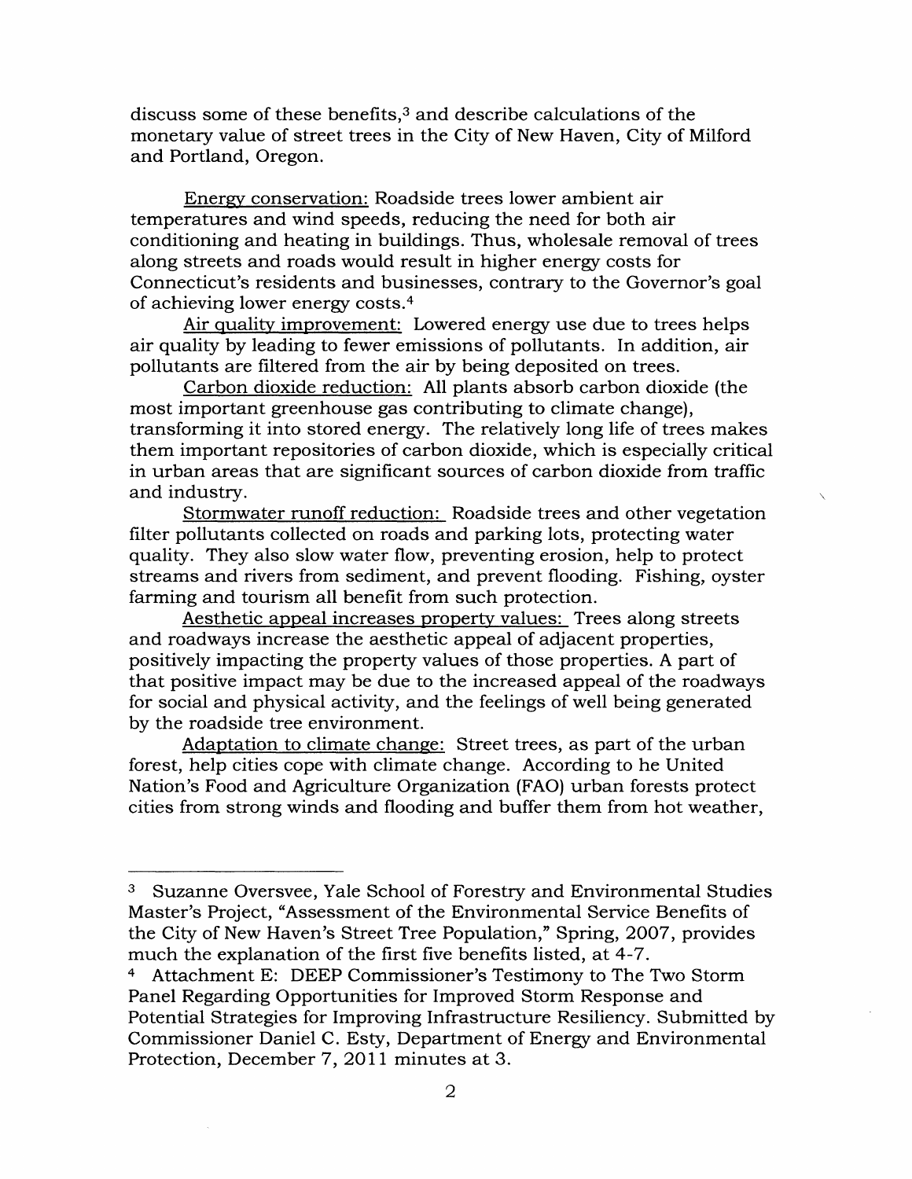discuss some of these benefits,[3] and describe calculations of the monetary value of street trees in the City of New Haven, City of Milford and Portland, Oregon.

<u>Energy conservation:</u> Roadside trees lower ambient air temperatures and wind speeds, reducing the need for both air conditioning and heating in buildings. Thus, wholesale removal of trees along streets and roads would result in higher energy costs for Connecticut's residents and businesses, contrary to the Governor's goal of achieving lower energy costs.[4]

<u>Air quality improvement:</u> Lowered energy use due to trees helps air quality by leading to fewer emissions of pollutants. In addition, air pollutants are filtered from the air by being deposited on trees.

<u>Carbon dioxide reduction:</u> All plants absorb carbon dioxide (the most important greenhouse gas contributing to climate change), transforming it into stored energy. The relatively long life of trees makes them important repositories of carbon dioxide, which is especially critical in urban areas that are significant sources of carbon dioxide from traffic and industry.

<u>Stormwater runoff reduction:</u> Roadside trees and other vegetation filter pollutants collected on roads and parking lots, protecting water quality. They also slow water flow, preventing erosion, help to protect streams and rivers from sediment, and prevent flooding. Fishing, oyster farming and tourism all benefit from such protection.

<u>Aesthetic appeal increases property values:</u> Trees along streets and roadways increase the aesthetic appeal of adjacent properties, positively impacting the property values of those properties. A part of that positive impact may be due to the increased appeal of the roadways for social and physical activity, and the feelings of well being generated by the roadside tree environment.

<u>Adaptation to climate change:</u> Street trees, as part of the urban forest, help cities cope with climate change. According to he United Nation's Food and Agriculture Organization (FAO) urban forests protect cities from strong winds and flooding and buffer them from hot weather,

---

[3] Suzanne Oversvee, Yale School of Forestry and Environmental Studies Master's Project, "Assessment of the Environmental Service Benefits of the City of New Haven's Street Tree Population," Spring, 2007, provides much the explanation of the first five benefits listed, at 4-7.

[4] Attachment E: DEEP Commissioner's Testimony to The Two Storm Panel Regarding Opportunities for Improved Storm Response and Potential Strategies for Improving Infrastructure Resiliency. Submitted by Commissioner Daniel C. Esty, Department of Energy and Environmental Protection, December 7, 2011 minutes at 3.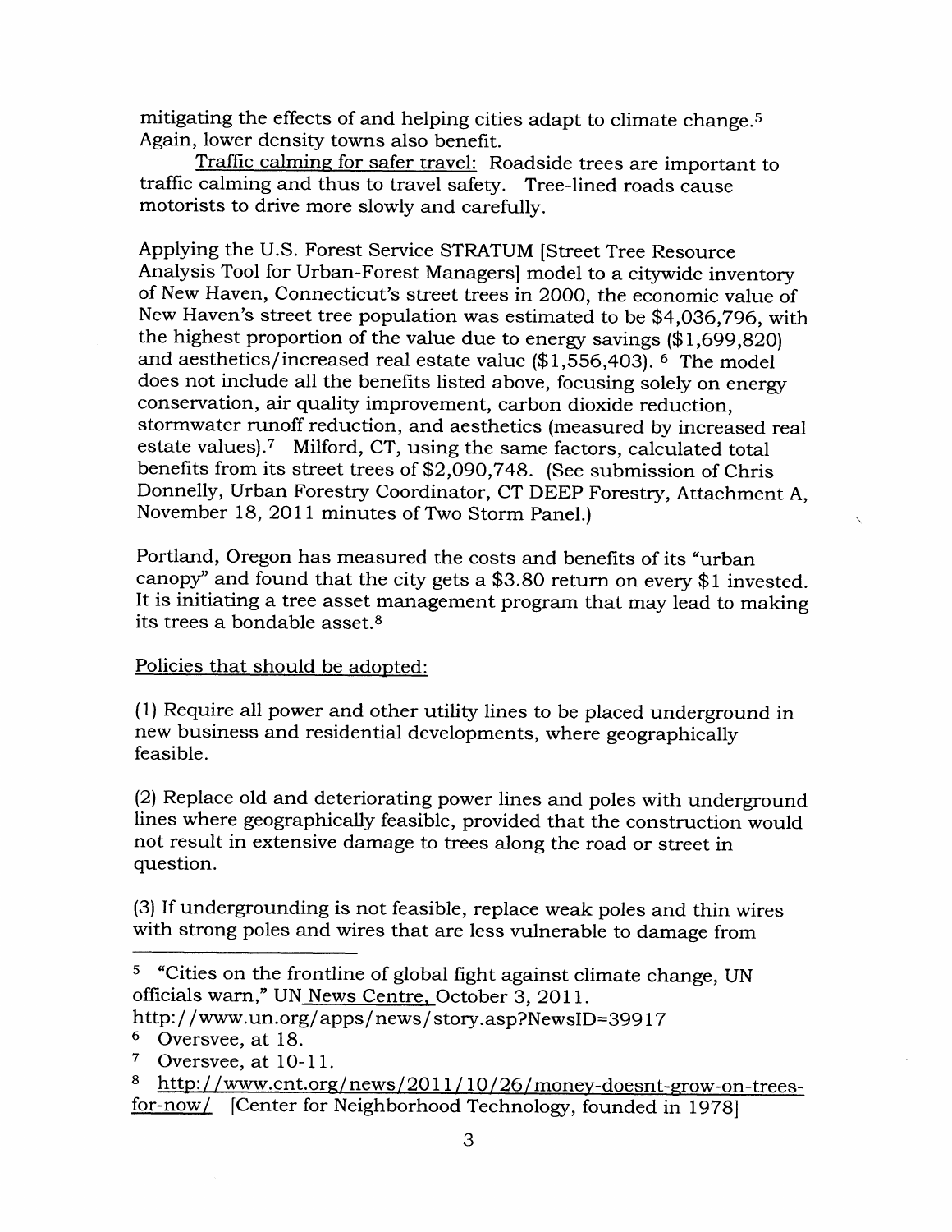mitigating the effects of and helping cities adapt to climate change.[5] Again, lower density towns also benefit.

Traffic calming for safer travel: Roadside trees are important to traffic calming and thus to travel safety. Tree-lined roads cause motorists to drive more slowly and carefully.

Applying the U.S. Forest Service STRATUM [Street Tree Resource Analysis Tool for Urban-Forest Managers] model to a citywide inventory of New Haven, Connecticut's street trees in 2000, the economic value of New Haven's street tree population was estimated to be $4,036,796, with the highest proportion of the value due to energy savings ($1,699,820) and aesthetics/increased real estate value ($1,556,403).[6] The model does not include all the benefits listed above, focusing solely on energy conservation, air quality improvement, carbon dioxide reduction, stormwater runoff reduction, and aesthetics (measured by increased real estate values).[7] Milford, CT, using the same factors, calculated total benefits from its street trees of $2,090,748. (See submission of Chris Donnelly, Urban Forestry Coordinator, CT DEEP Forestry, Attachment A, November 18, 2011 minutes of Two Storm Panel.)

Portland, Oregon has measured the costs and benefits of its "urban canopy" and found that the city gets a $3.80 return on every $1 invested. It is initiating a tree asset management program that may lead to making its trees a bondable asset.[8]

Policies that should be adopted:

(1) Require all power and other utility lines to be placed underground in new business and residential developments, where geographically feasible.

(2) Replace old and deteriorating power lines and poles with underground lines where geographically feasible, provided that the construction would not result in extensive damage to trees along the road or street in question.

(3) If undergrounding is not feasible, replace weak poles and thin wires with strong poles and wires that are less vulnerable to damage from

---

[5] "Cities on the frontline of global fight against climate change, UN officials warn," UN News Centre, October 3, 2011. http://www.un.org/apps/news/story.asp?NewsID=39917

[6] Oversvee, at 18.

[7] Oversvee, at 10-11.

[8] http://www.cnt.org/news/2011/10/26/money-doesnt-grow-on-trees-for-now/ [Center for Neighborhood Technology, founded in 1978]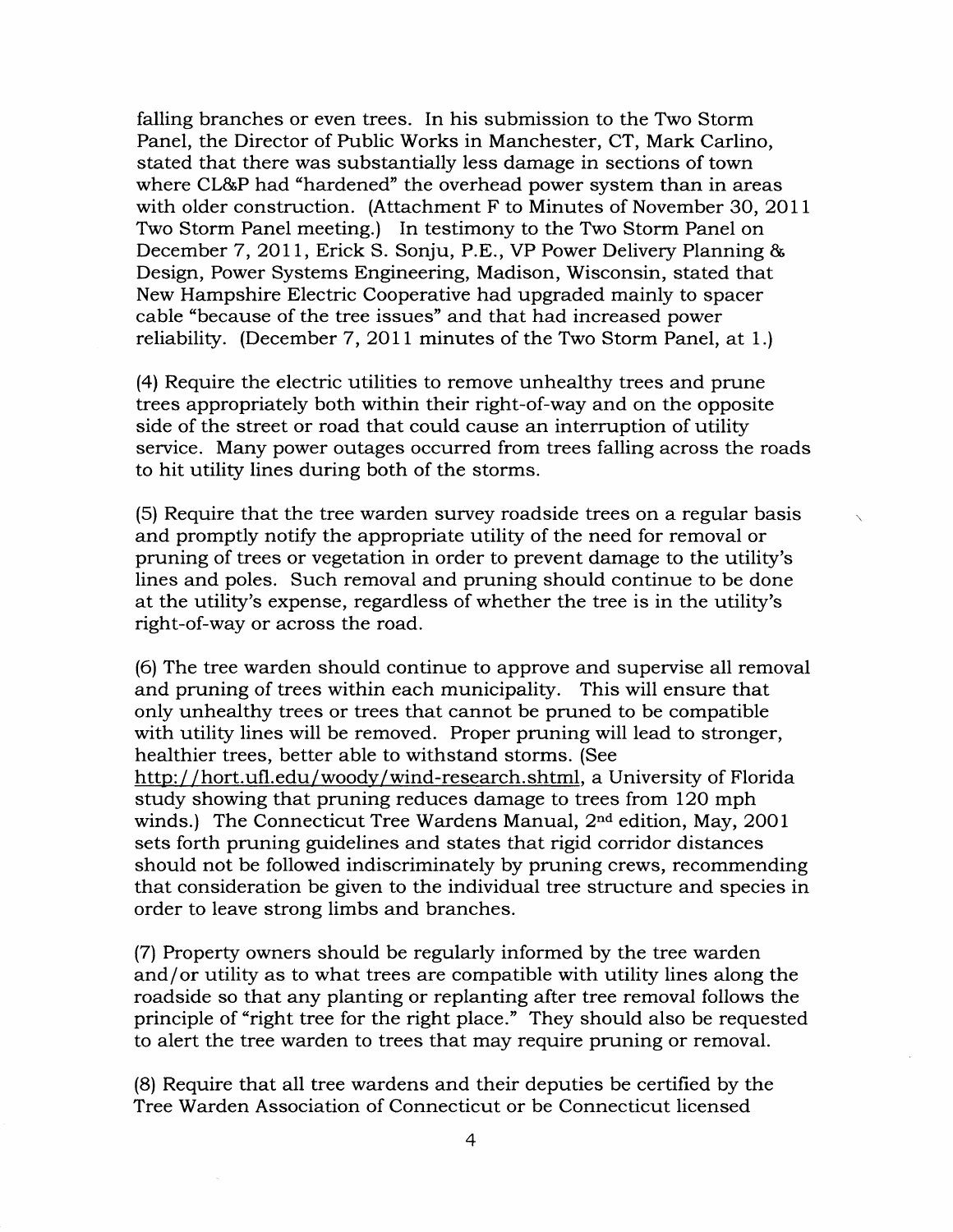falling branches or even trees. In his submission to the Two Storm Panel, the Director of Public Works in Manchester, CT, Mark Carlino, stated that there was substantially less damage in sections of town where CL&P had "hardened" the overhead power system than in areas with older construction. (Attachment F to Minutes of November 30, 2011 Two Storm Panel meeting.) In testimony to the Two Storm Panel on December 7, 2011, Erick S. Sonju, P.E., VP Power Delivery Planning & Design, Power Systems Engineering, Madison, Wisconsin, stated that New Hampshire Electric Cooperative had upgraded mainly to spacer cable "because of the tree issues" and that had increased power reliability. (December 7, 2011 minutes of the Two Storm Panel, at 1.)

(4) Require the electric utilities to remove unhealthy trees and prune trees appropriately both within their right-of-way and on the opposite side of the street or road that could cause an interruption of utility service. Many power outages occurred from trees falling across the roads to hit utility lines during both of the storms.

(5) Require that the tree warden survey roadside trees on a regular basis and promptly notify the appropriate utility of the need for removal or pruning of trees or vegetation in order to prevent damage to the utility's lines and poles. Such removal and pruning should continue to be done at the utility's expense, regardless of whether the tree is in the utility's right-of-way or across the road.

(6) The tree warden should continue to approve and supervise all removal and pruning of trees within each municipality. This will ensure that only unhealthy trees or trees that cannot be pruned to be compatible with utility lines will be removed. Proper pruning will lead to stronger, healthier trees, better able to withstand storms. (See http://hort.ufl.edu/woody/wind-research.shtml, a University of Florida study showing that pruning reduces damage to trees from 120 mph winds.) The Connecticut Tree Wardens Manual, 2nd edition, May, 2001 sets forth pruning guidelines and states that rigid corridor distances should not be followed indiscriminately by pruning crews, recommending that consideration be given to the individual tree structure and species in order to leave strong limbs and branches.

(7) Property owners should be regularly informed by the tree warden and/or utility as to what trees are compatible with utility lines along the roadside so that any planting or replanting after tree removal follows the principle of "right tree for the right place." They should also be requested to alert the tree warden to trees that may require pruning or removal.

(8) Require that all tree wardens and their deputies be certified by the Tree Warden Association of Connecticut or be Connecticut licensed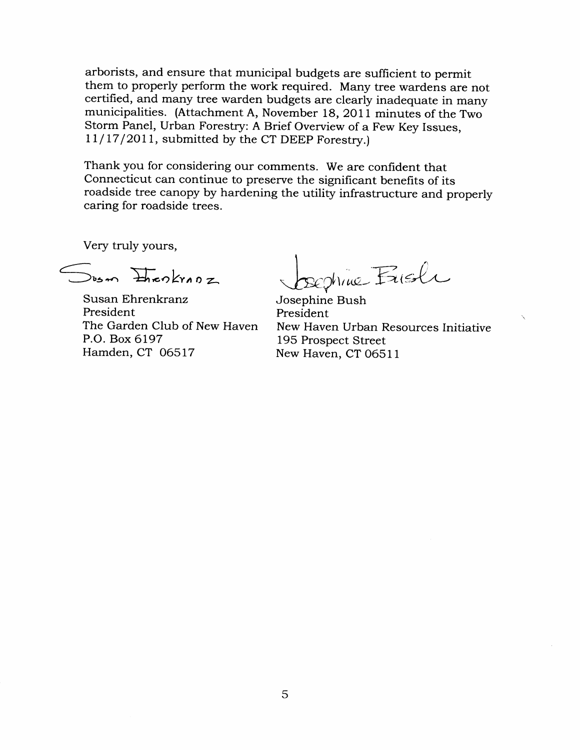arborists, and ensure that municipal budgets are sufficient to permit them to properly perform the work required. Many tree wardens are not certified, and many tree warden budgets are clearly inadequate in many municipalities. (Attachment A, November 18, 2011 minutes of the Two Storm Panel, Urban Forestry: A Brief Overview of a Few Key Issues, 11/17/2011, submitted by the CT DEEP Forestry.)

Thank you for considering our comments. We are confident that Connecticut can continue to preserve the significant benefits of its roadside tree canopy by hardening the utility infrastructure and properly caring for roadside trees.

Very truly yours,

Susan Ehrenkranz
President
The Garden Club of New Haven
P.O. Box 6197
Hamden, CT 06517

Josephine Bush
President
New Haven Urban Resources Initiative
195 Prospect Street
New Haven, CT 06511